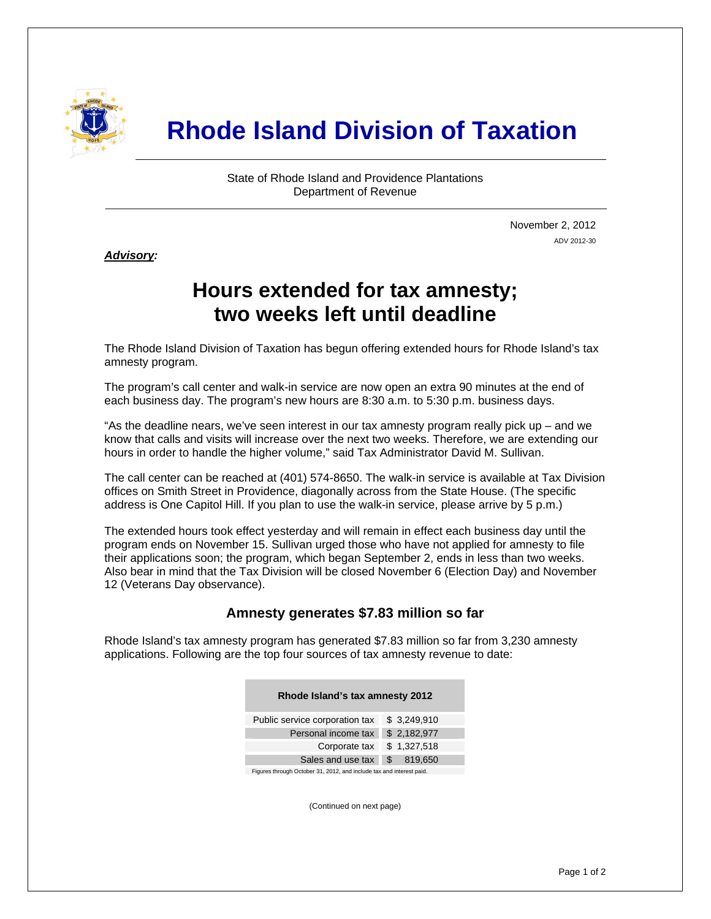# Rhode Island Division of Taxation

State of Rhode Island and Providence Plantations
Department of Revenue

November 2, 2012
ADV 2012-30

***Advisory:***

## Hours extended for tax amnesty; two weeks left until deadline

The Rhode Island Division of Taxation has begun offering extended hours for Rhode Island's tax amnesty program.

The program's call center and walk-in service are now open an extra 90 minutes at the end of each business day. The program's new hours are 8:30 a.m. to 5:30 p.m. business days.

"As the deadline nears, we've seen interest in our tax amnesty program really pick up – and we know that calls and visits will increase over the next two weeks. Therefore, we are extending our hours in order to handle the higher volume," said Tax Administrator David M. Sullivan.

The call center can be reached at (401) 574-8650. The walk-in service is available at Tax Division offices on Smith Street in Providence, diagonally across from the State House. (The specific address is One Capitol Hill. If you plan to use the walk-in service, please arrive by 5 p.m.)

The extended hours took effect yesterday and will remain in effect each business day until the program ends on November 15. Sullivan urged those who have not applied for amnesty to file their applications soon; the program, which began September 2, ends in less than two weeks. Also bear in mind that the Tax Division will be closed November 6 (Election Day) and November 12 (Veterans Day observance).

### Amnesty generates $7.83 million so far

Rhode Island's tax amnesty program has generated $7.83 million so far from 3,230 amnesty applications. Following are the top four sources of tax amnesty revenue to date:

| Rhode Island's tax amnesty 2012 | |
|---|---|
| Public service corporation tax | $ 3,249,910 |
| Personal income tax | $ 2,182,977 |
| Corporate tax | $ 1,327,518 |
| Sales and use tax | $ 819,650 |

Figures through October 31, 2012, and include tax and interest paid.

(Continued on next page)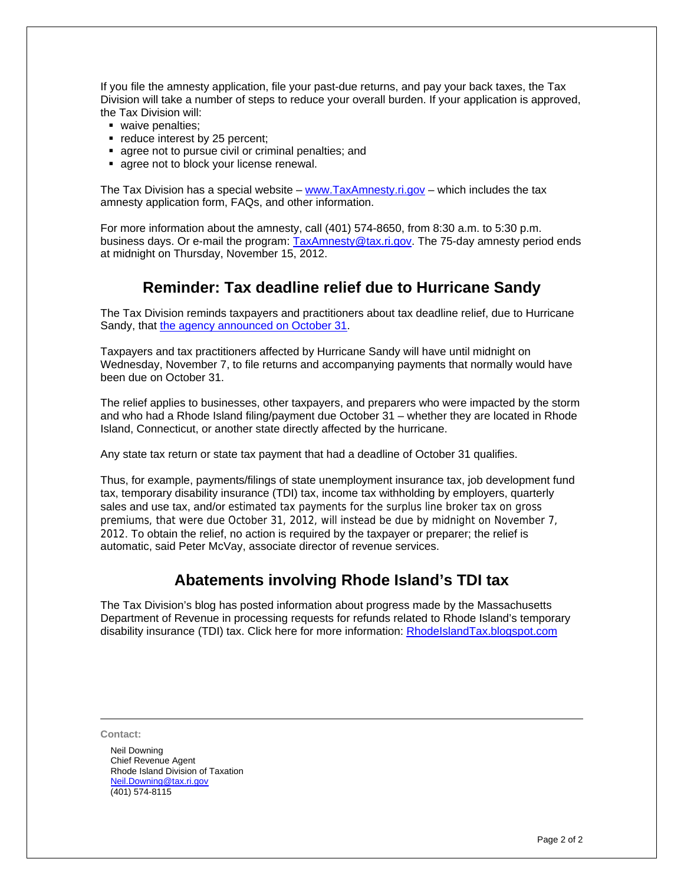If you file the amnesty application, file your past-due returns, and pay your back taxes, the Tax Division will take a number of steps to reduce your overall burden. If your application is approved, the Tax Division will:

- waive penalties;
- reduce interest by 25 percent;
- agree not to pursue civil or criminal penalties; and
- agree not to block your license renewal.

The Tax Division has a special website – www.TaxAmnesty.ri.gov – which includes the tax amnesty application form, FAQs, and other information.

For more information about the amnesty, call (401) 574-8650, from 8:30 a.m. to 5:30 p.m. business days. Or e-mail the program: TaxAmnesty@tax.ri.gov. The 75-day amnesty period ends at midnight on Thursday, November 15, 2012.

## Reminder: Tax deadline relief due to Hurricane Sandy

The Tax Division reminds taxpayers and practitioners about tax deadline relief, due to Hurricane Sandy, that the agency announced on October 31.

Taxpayers and tax practitioners affected by Hurricane Sandy will have until midnight on Wednesday, November 7, to file returns and accompanying payments that normally would have been due on October 31.

The relief applies to businesses, other taxpayers, and preparers who were impacted by the storm and who had a Rhode Island filing/payment due October 31 – whether they are located in Rhode Island, Connecticut, or another state directly affected by the hurricane.

Any state tax return or state tax payment that had a deadline of October 31 qualifies.

Thus, for example, payments/filings of state unemployment insurance tax, job development fund tax, temporary disability insurance (TDI) tax, income tax withholding by employers, quarterly sales and use tax, and/or estimated tax payments for the surplus line broker tax on gross premiums, that were due October 31, 2012, will instead be due by midnight on November 7, 2012. To obtain the relief, no action is required by the taxpayer or preparer; the relief is automatic, said Peter McVay, associate director of revenue services.

## Abatements involving Rhode Island's TDI tax

The Tax Division's blog has posted information about progress made by the Massachusetts Department of Revenue in processing requests for refunds related to Rhode Island's temporary disability insurance (TDI) tax. Click here for more information: RhodeIslandTax.blogspot.com

---

**Contact:**

Neil Downing
Chief Revenue Agent
Rhode Island Division of Taxation
Neil.Downing@tax.ri.gov
(401) 574-8115